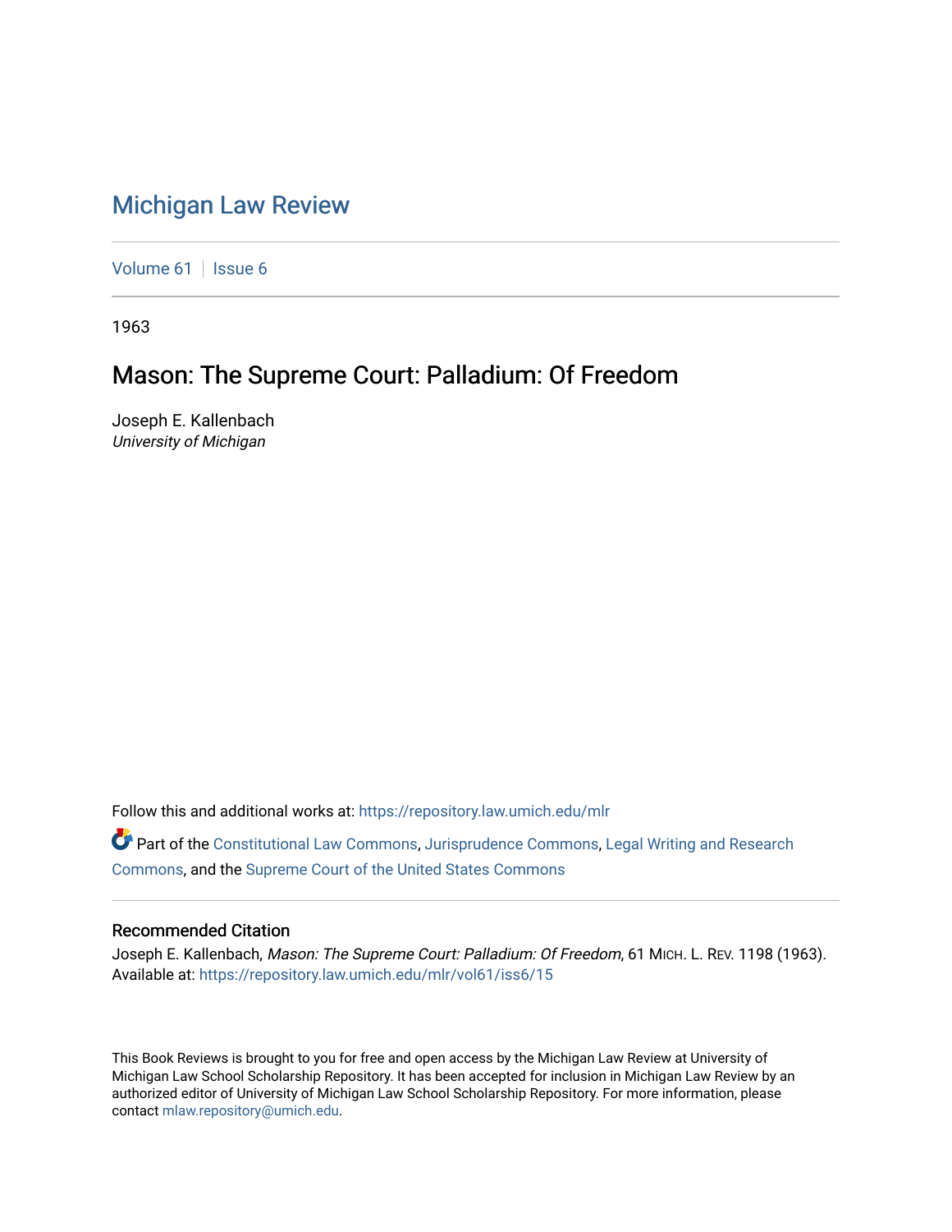# Michigan Law Review

Volume 61 | Issue 6

1963

## Mason: The Supreme Court: Palladium: Of Freedom

Joseph E. Kallenbach
*University of Michigan*

Follow this and additional works at: https://repository.law.umich.edu/mlr

Part of the Constitutional Law Commons, Jurisprudence Commons, Legal Writing and Research Commons, and the Supreme Court of the United States Commons

### Recommended Citation

Joseph E. Kallenbach, *Mason: The Supreme Court: Palladium: Of Freedom*, 61 MICH. L. REV. 1198 (1963).
Available at: https://repository.law.umich.edu/mlr/vol61/iss6/15

This Book Reviews is brought to you for free and open access by the Michigan Law Review at University of Michigan Law School Scholarship Repository. It has been accepted for inclusion in Michigan Law Review by an authorized editor of University of Michigan Law School Scholarship Repository. For more information, please contact mlaw.repository@umich.edu.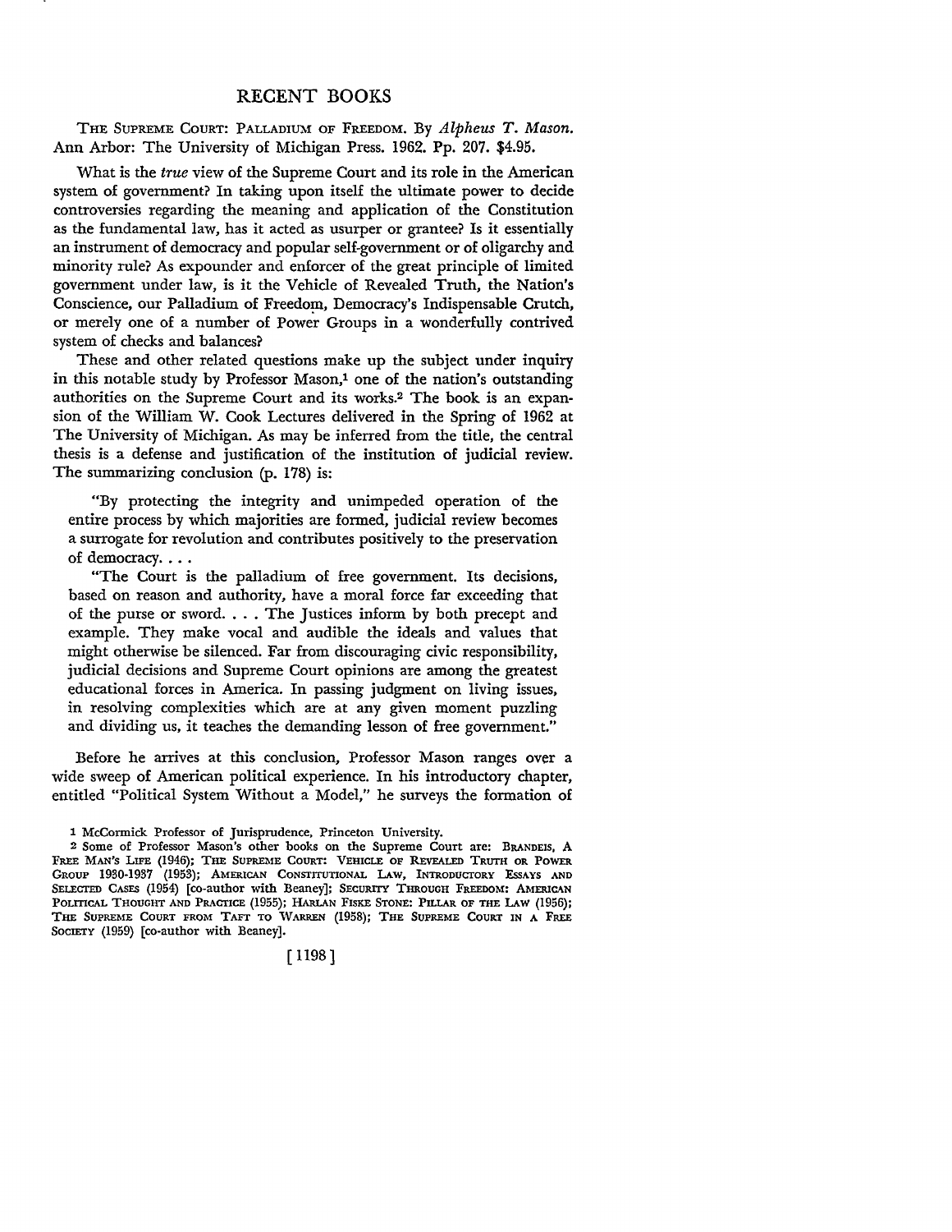## RECENT BOOKS

THE SUPREME COURT: PALLADIUM OF FREEDOM. By *Alpheus T. Mason*. Ann Arbor: The University of Michigan Press. 1962. Pp. 207. $4.95.

What is the *true* view of the Supreme Court and its role in the American system of government? In taking upon itself the ultimate power to decide controversies regarding the meaning and application of the Constitution as the fundamental law, has it acted as usurper or grantee? Is it essentially an instrument of democracy and popular self-government or of oligarchy and minority rule? As expounder and enforcer of the great principle of limited government under law, is it the Vehicle of Revealed Truth, the Nation's Conscience, our Palladium of Freedom, Democracy's Indispensable Crutch, or merely one of a number of Power Groups in a wonderfully contrived system of checks and balances?

These and other related questions make up the subject under inquiry in this notable study by Professor Mason,[1] one of the nation's outstanding authorities on the Supreme Court and its works.[2] The book is an expansion of the William W. Cook Lectures delivered in the Spring of 1962 at The University of Michigan. As may be inferred from the title, the central thesis is a defense and justification of the institution of judicial review. The summarizing conclusion (p. 178) is:

> "By protecting the integrity and unimpeded operation of the entire process by which majorities are formed, judicial review becomes a surrogate for revolution and contributes positively to the preservation of democracy. . . .
>
> "The Court is the palladium of free government. Its decisions, based on reason and authority, have a moral force far exceeding that of the purse or sword. . . . The Justices inform by both precept and example. They make vocal and audible the ideals and values that might otherwise be silenced. Far from discouraging civic responsibility, judicial decisions and Supreme Court opinions are among the greatest educational forces in America. In passing judgment on living issues, in resolving complexities which are at any given moment puzzling and dividing us, it teaches the demanding lesson of free government."

Before he arrives at this conclusion, Professor Mason ranges over a wide sweep of American political experience. In his introductory chapter, entitled "Political System Without a Model," he surveys the formation of

[1] McCormick Professor of Jurisprudence, Princeton University.

[2] Some of Professor Mason's other books on the Supreme Court are: BRANDEIS, A FREE MAN'S LIFE (1946); THE SUPREME COURT: VEHICLE OF REVEALED TRUTH OR POWER GROUP 1930-1937 (1953); AMERICAN CONSTITUTIONAL LAW, INTRODUCTORY ESSAYS AND SELECTED CASES (1954) [co-author with Beaney]; SECURITY THROUGH FREEDOM: AMERICAN POLITICAL THOUGHT AND PRACTICE (1955); HARLAN FISKE STONE: PILLAR OF THE LAW (1956); THE SUPREME COURT FROM TAFT TO WARREN (1958); THE SUPREME COURT IN A FREE SOCIETY (1959) [co-author with Beaney].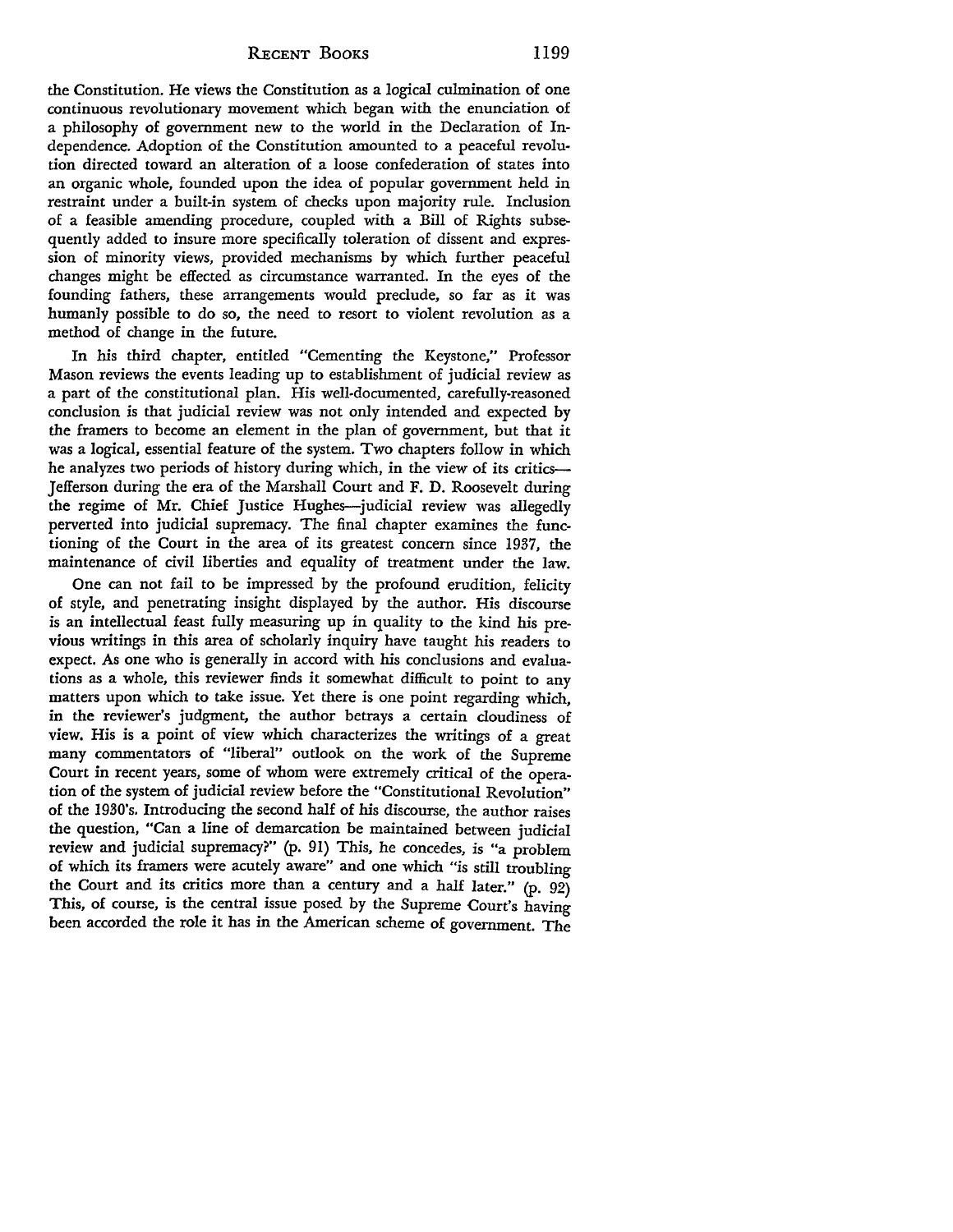the Constitution. He views the Constitution as a logical culmination of one continuous revolutionary movement which began with the enunciation of a philosophy of government new to the world in the Declaration of Independence. Adoption of the Constitution amounted to a peaceful revolution directed toward an alteration of a loose confederation of states into an organic whole, founded upon the idea of popular government held in restraint under a built-in system of checks upon majority rule. Inclusion of a feasible amending procedure, coupled with a Bill of Rights subsequently added to insure more specifically toleration of dissent and expression of minority views, provided mechanisms by which further peaceful changes might be effected as circumstance warranted. In the eyes of the founding fathers, these arrangements would preclude, so far as it was humanly possible to do so, the need to resort to violent revolution as a method of change in the future.

In his third chapter, entitled "Cementing the Keystone," Professor Mason reviews the events leading up to establishment of judicial review as a part of the constitutional plan. His well-documented, carefully-reasoned conclusion is that judicial review was not only intended and expected by the framers to become an element in the plan of government, but that it was a logical, essential feature of the system. Two chapters follow in which he analyzes two periods of history during which, in the view of its critics—Jefferson during the era of the Marshall Court and F. D. Roosevelt during the regime of Mr. Chief Justice Hughes—judicial review was allegedly perverted into judicial supremacy. The final chapter examines the functioning of the Court in the area of its greatest concern since 1937, the maintenance of civil liberties and equality of treatment under the law.

One can not fail to be impressed by the profound erudition, felicity of style, and penetrating insight displayed by the author. His discourse is an intellectual feast fully measuring up in quality to the kind his previous writings in this area of scholarly inquiry have taught his readers to expect. As one who is generally in accord with his conclusions and evaluations as a whole, this reviewer finds it somewhat difficult to point to any matters upon which to take issue. Yet there is one point regarding which, in the reviewer's judgment, the author betrays a certain cloudiness of view. His is a point of view which characterizes the writings of a great many commentators of "liberal" outlook on the work of the Supreme Court in recent years, some of whom were extremely critical of the operation of the system of judicial review before the "Constitutional Revolution" of the 1930's. Introducing the second half of his discourse, the author raises the question, "Can a line of demarcation be maintained between judicial review and judicial supremacy?" (p. 91) This, he concedes, is "a problem of which its framers were acutely aware" and one which "is still troubling the Court and its critics more than a century and a half later." (p. 92) This, of course, is the central issue posed by the Supreme Court's having been accorded the role it has in the American scheme of government. The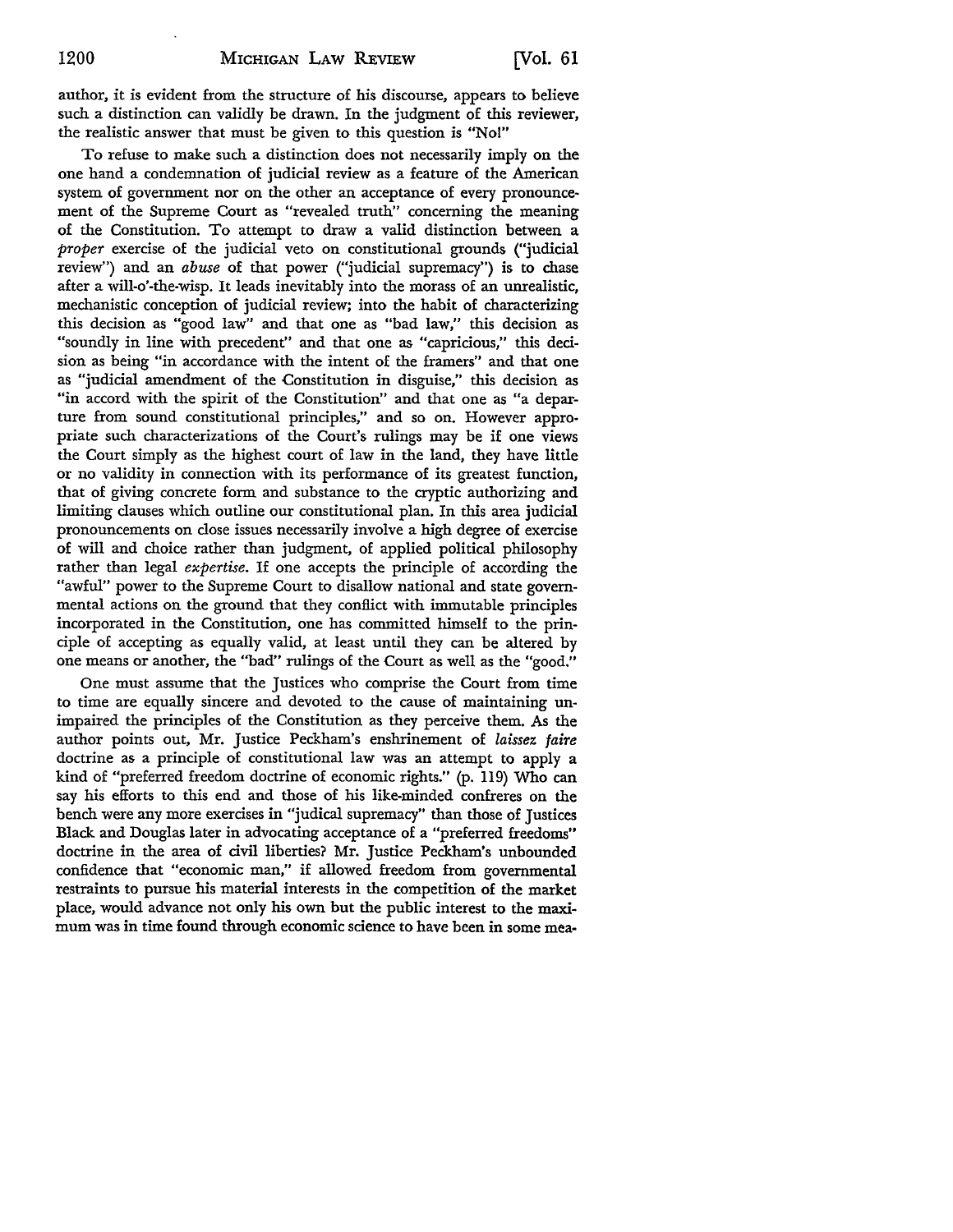author, it is evident from the structure of his discourse, appears to believe such a distinction can validly be drawn. In the judgment of this reviewer, the realistic answer that must be given to this question is "No!"

To refuse to make such a distinction does not necessarily imply on the one hand a condemnation of judicial review as a feature of the American system of government nor on the other an acceptance of every pronouncement of the Supreme Court as "revealed truth" concerning the meaning of the Constitution. To attempt to draw a valid distinction between a *proper* exercise of the judicial veto on constitutional grounds ("judicial review") and an *abuse* of that power ("judicial supremacy") is to chase after a will-o'-the-wisp. It leads inevitably into the morass of an unrealistic, mechanistic conception of judicial review; into the habit of characterizing this decision as "good law" and that one as "bad law," this decision as "soundly in line with precedent" and that one as "capricious," this decision as being "in accordance with the intent of the framers" and that one as "judicial amendment of the Constitution in disguise," this decision as "in accord with the spirit of the Constitution" and that one as "a departure from sound constitutional principles," and so on. However appropriate such characterizations of the Court's rulings may be if one views the Court simply as the highest court of law in the land, they have little or no validity in connection with its performance of its greatest function, that of giving concrete form and substance to the cryptic authorizing and limiting clauses which outline our constitutional plan. In this area judicial pronouncements on close issues necessarily involve a high degree of exercise of will and choice rather than judgment, of applied political philosophy rather than legal *expertise*. If one accepts the principle of according the "awful" power to the Supreme Court to disallow national and state governmental actions on the ground that they conflict with immutable principles incorporated in the Constitution, one has committed himself to the principle of accepting as equally valid, at least until they can be altered by one means or another, the "bad" rulings of the Court as well as the "good."

One must assume that the Justices who comprise the Court from time to time are equally sincere and devoted to the cause of maintaining unimpaired the principles of the Constitution as they perceive them. As the author points out, Mr. Justice Peckham's enshrinement of *laissez faire* doctrine as a principle of constitutional law was an attempt to apply a kind of "preferred freedom doctrine of economic rights." (p. 119) Who can say his efforts to this end and those of his like-minded confreres on the bench were any more exercises in "judical supremacy" than those of Justices Black and Douglas later in advocating acceptance of a "preferred freedoms" doctrine in the area of civil liberties? Mr. Justice Peckham's unbounded confidence that "economic man," if allowed freedom from governmental restraints to pursue his material interests in the competition of the market place, would advance not only his own but the public interest to the maximum was in time found through economic science to have been in some mea-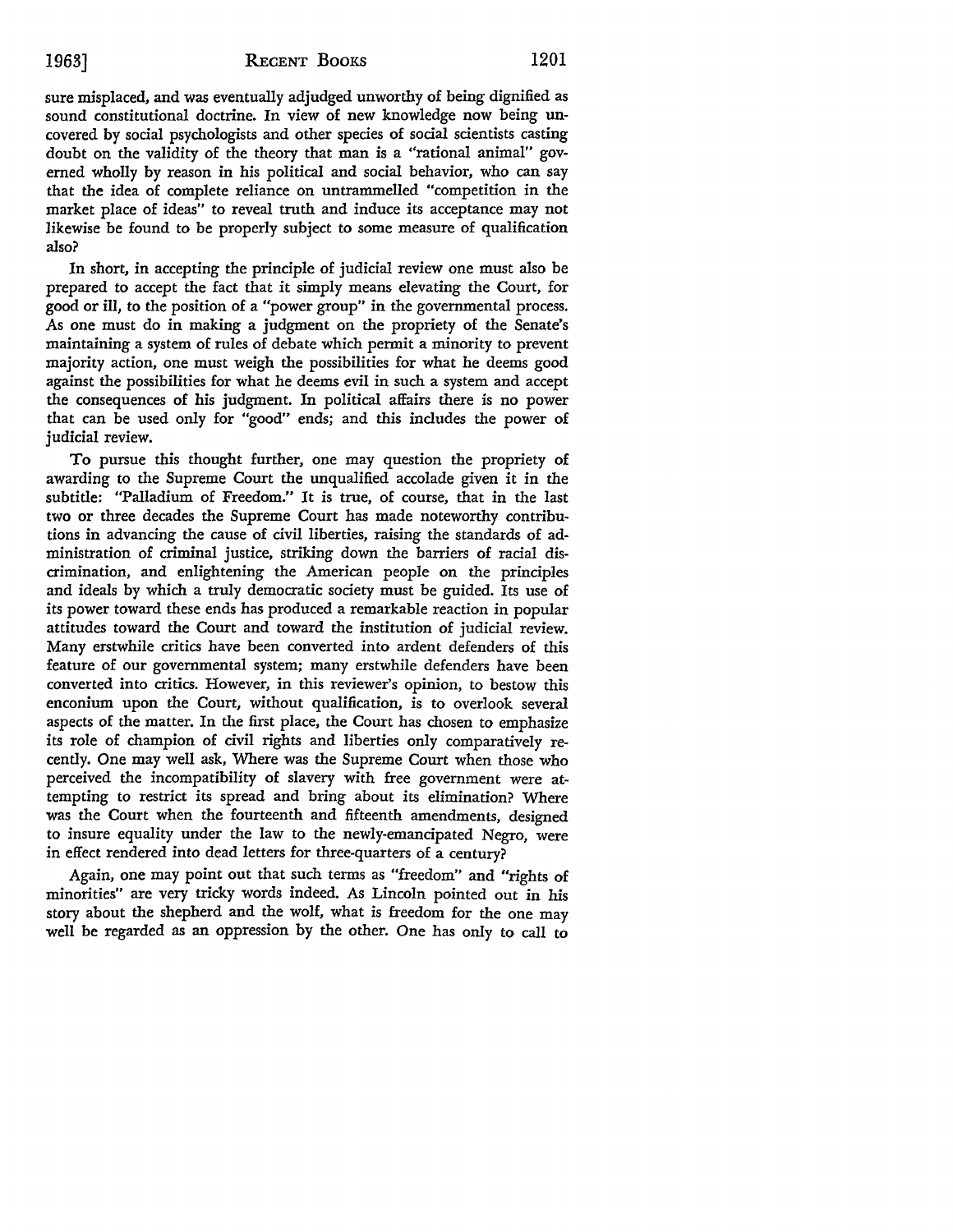sure misplaced, and was eventually adjudged unworthy of being dignified as sound constitutional doctrine. In view of new knowledge now being uncovered by social psychologists and other species of social scientists casting doubt on the validity of the theory that man is a "rational animal" governed wholly by reason in his political and social behavior, who can say that the idea of complete reliance on untrammelled "competition in the market place of ideas" to reveal truth and induce its acceptance may not likewise be found to be properly subject to some measure of qualification also?

In short, in accepting the principle of judicial review one must also be prepared to accept the fact that it simply means elevating the Court, for good or ill, to the position of a "power group" in the governmental process. As one must do in making a judgment on the propriety of the Senate's maintaining a system of rules of debate which permit a minority to prevent majority action, one must weigh the possibilities for what he deems good against the possibilities for what he deems evil in such a system and accept the consequences of his judgment. In political affairs there is no power that can be used only for "good" ends; and this includes the power of judicial review.

To pursue this thought further, one may question the propriety of awarding to the Supreme Court the unqualified accolade given it in the subtitle: "Palladium of Freedom." It is true, of course, that in the last two or three decades the Supreme Court has made noteworthy contributions in advancing the cause of civil liberties, raising the standards of administration of criminal justice, striking down the barriers of racial discrimination, and enlightening the American people on the principles and ideals by which a truly democratic society must be guided. Its use of its power toward these ends has produced a remarkable reaction in popular attitudes toward the Court and toward the institution of judicial review. Many erstwhile critics have been converted into ardent defenders of this feature of our governmental system; many erstwhile defenders have been converted into critics. However, in this reviewer's opinion, to bestow this enconium upon the Court, without qualification, is to overlook several aspects of the matter. In the first place, the Court has chosen to emphasize its role of champion of civil rights and liberties only comparatively recently. One may well ask, Where was the Supreme Court when those who perceived the incompatibility of slavery with free government were attempting to restrict its spread and bring about its elimination? Where was the Court when the fourteenth and fifteenth amendments, designed to insure equality under the law to the newly-emancipated Negro, were in effect rendered into dead letters for three-quarters of a century?

Again, one may point out that such terms as "freedom" and "rights of minorities" are very tricky words indeed. As Lincoln pointed out in his story about the shepherd and the wolf, what is freedom for the one may well be regarded as an oppression by the other. One has only to call to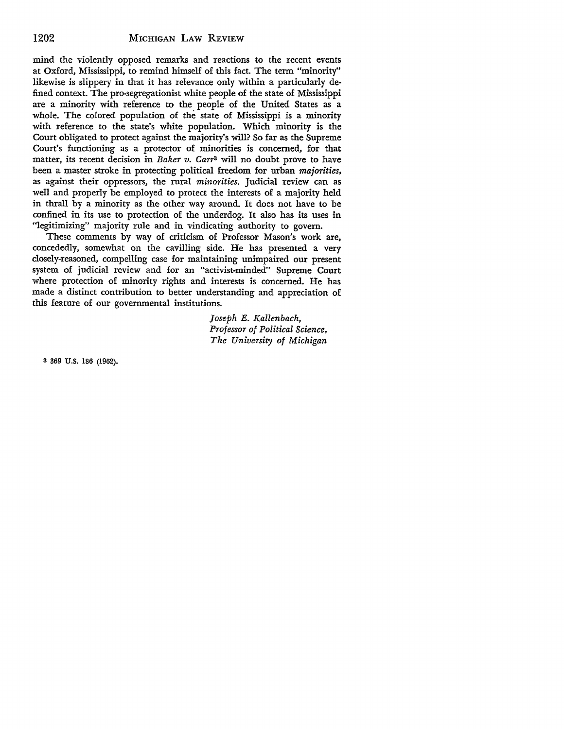mind the violently opposed remarks and reactions to the recent events at Oxford, Mississippi, to remind himself of this fact. The term "minority" likewise is slippery in that it has relevance only within a particularly defined context. The pro-segregationist white people of the state of Mississippi are a minority with reference to the people of the United States as a whole. The colored population of the state of Mississippi is a minority with reference to the state's white population. Which minority is the Court obligated to protect against the majority's will? So far as the Supreme Court's functioning as a protector of minorities is concerned, for that matter, its recent decision in *Baker v. Carr*[3] will no doubt prove to have been a master stroke in protecting political freedom for urban *majorities*, as against their oppressors, the rural *minorities*. Judicial review can as well and properly be employed to protect the interests of a majority held in thrall by a minority as the other way around. It does not have to be confined in its use to protection of the underdog. It also has its uses in "legitimizing" majority rule and in vindicating authority to govern.

These comments by way of criticism of Professor Mason's work are, concededly, somewhat on the cavilling side. He has presented a very closely-reasoned, compelling case for maintaining unimpaired our present system of judicial review and for an "activist-minded" Supreme Court where protection of minority rights and interests is concerned. He has made a distinct contribution to better understanding and appreciation of this feature of our governmental institutions.

*Joseph E. Kallenbach,*
*Professor of Political Science,*
*The University of Michigan*

[3] 369 U.S. 186 (1962).